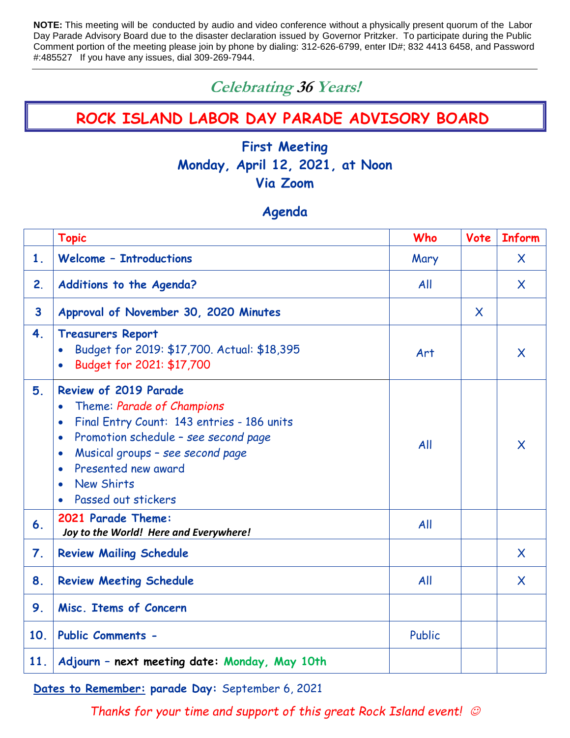**NOTE:** This meeting will be conducted by audio and video conference without a physically present quorum of the Labor Day Parade Advisory Board due to the disaster declaration issued by Governor Pritzker. To participate during the Public Comment portion of the meeting please join by phone by dialing: 312-626-6799, enter ID#; 832 4413 6458, and Password #:485527 If you have any issues, dial 309-269-7944.

---

*Celebrating 36 Years!*

# ROCK ISLAND LABOR DAY PARADE ADVISORY BOARD

## First Meeting
## Monday, April 12, 2021, at Noon
## Via Zoom

### Agenda

| | Topic | Who | Vote | Inform |
|---|---|---|---|---|
| 1. | **Welcome – Introductions** | Mary | | X |
| 2. | **Additions to the Agenda?** | All | | X |
| 3 | **Approval of November 30, 2020 Minutes** | | X | |
| 4. | **Treasurers Report**<br>• Budget for 2019: $17,700. Actual: $18,395<br>• Budget for 2021: $17,700 | Art | | X |
| 5. | **Review of 2019 Parade**<br>• Theme: *Parade of Champions*<br>• Final Entry Count: 143 entries - 186 units<br>• Promotion schedule – *see second page*<br>• Musical groups – *see second page*<br>• Presented new award<br>• New Shirts<br>• Passed out stickers | All | | X |
| 6. | **2021 Parade Theme:**<br>***Joy to the World! Here and Everywhere!*** | All | | |
| 7. | **Review Mailing Schedule** | | | X |
| 8. | **Review Meeting Schedule** | All | | X |
| 9. | **Misc. Items of Concern** | | | |
| 10. | **Public Comments -** | Public | | |
| 11. | **Adjourn – next meeting date: Monday, May 10th** | | | |

**Dates to Remember: parade Day:** September 6, 2021

*Thanks for your time and support of this great Rock Island event!* ☺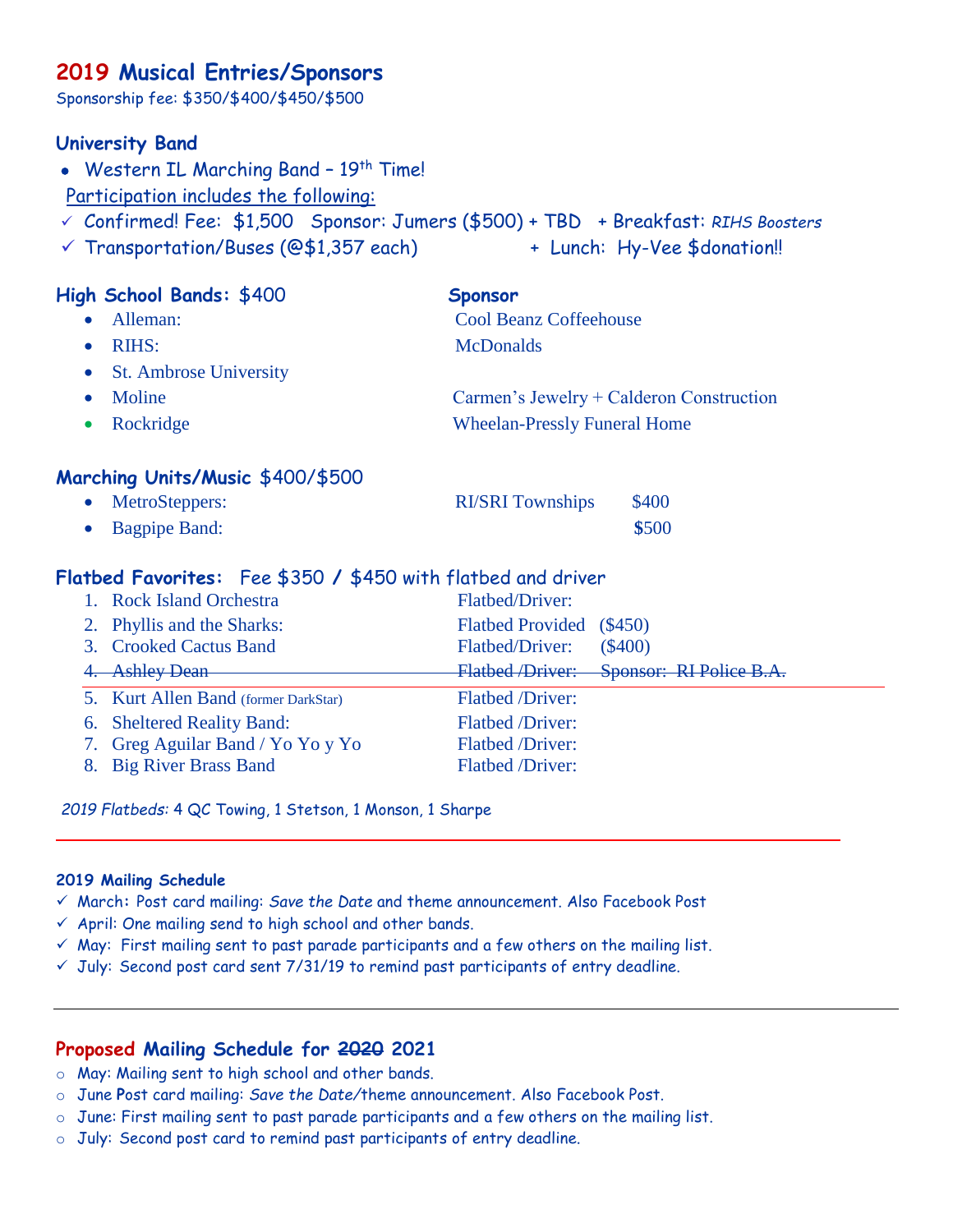# 2019 Musical Entries/Sponsors

Sponsorship fee: $350/$400/$450/$500

### University Band

- Western IL Marching Band – 19th Time!

Participation includes the following:

- ✓ Confirmed! Fee: $1,500 Sponsor: Jumers ($500) + TBD + Breakfast: *RIHS Boosters*
- ✓ Transportation/Buses (@$1,357 each) + Lunch: Hy-Vee $donation!!

### High School Bands: $400

| High School Bands | Sponsor |
|---|---|
| Alleman: | Cool Beanz Coffeehouse |
| RIHS: | McDonalds |
| St. Ambrose University | |
| Moline | Carmen's Jewelry + Calderon Construction |
| Rockridge | Wheelan-Pressly Funeral Home |

### Marching Units/Music $400/$500

| | | |
|---|---|---|
| MetroSteppers: | RI/SRI Townships | $400 |
| Bagpipe Band: | | $500 |

### Flatbed Favorites: Fee $350 / $450 with flatbed and driver

| | | | |
|---|---|---|---|
| 1. Rock Island Orchestra | Flatbed/Driver: | | |
| 2. Phyllis and the Sharks: | Flatbed Provided | ($450) | |
| 3. Crooked Cactus Band | Flatbed/Driver: | ($400) | |
| ~~4. Ashley Dean~~ | ~~Flatbed /Driver:~~ | ~~Sponsor: RI Police B.A.~~ | |
| 5. Kurt Allen Band (former DarkStar) | Flatbed /Driver: | | |
| 6. Sheltered Reality Band: | Flatbed /Driver: | | |
| 7. Greg Aguilar Band / Yo Yo y Yo | Flatbed /Driver: | | |
| 8. Big River Brass Band | Flatbed /Driver: | | |

*2019 Flatbeds:* 4 QC Towing, 1 Stetson, 1 Monson, 1 Sharpe

---

#### 2019 Mailing Schedule

- ✓ March: Post card mailing: *Save the Date* and theme announcement. Also Facebook Post
- ✓ April: One mailing send to high school and other bands.
- ✓ May: First mailing sent to past parade participants and a few others on the mailing list.
- ✓ July: Second post card sent 7/31/19 to remind past participants of entry deadline.

---

## Proposed Mailing Schedule for ~~2020~~ 2021

- May: Mailing sent to high school and other bands.
- June Post card mailing: *Save the Date*/theme announcement. Also Facebook Post.
- June: First mailing sent to past parade participants and a few others on the mailing list.
- July: Second post card to remind past participants of entry deadline.